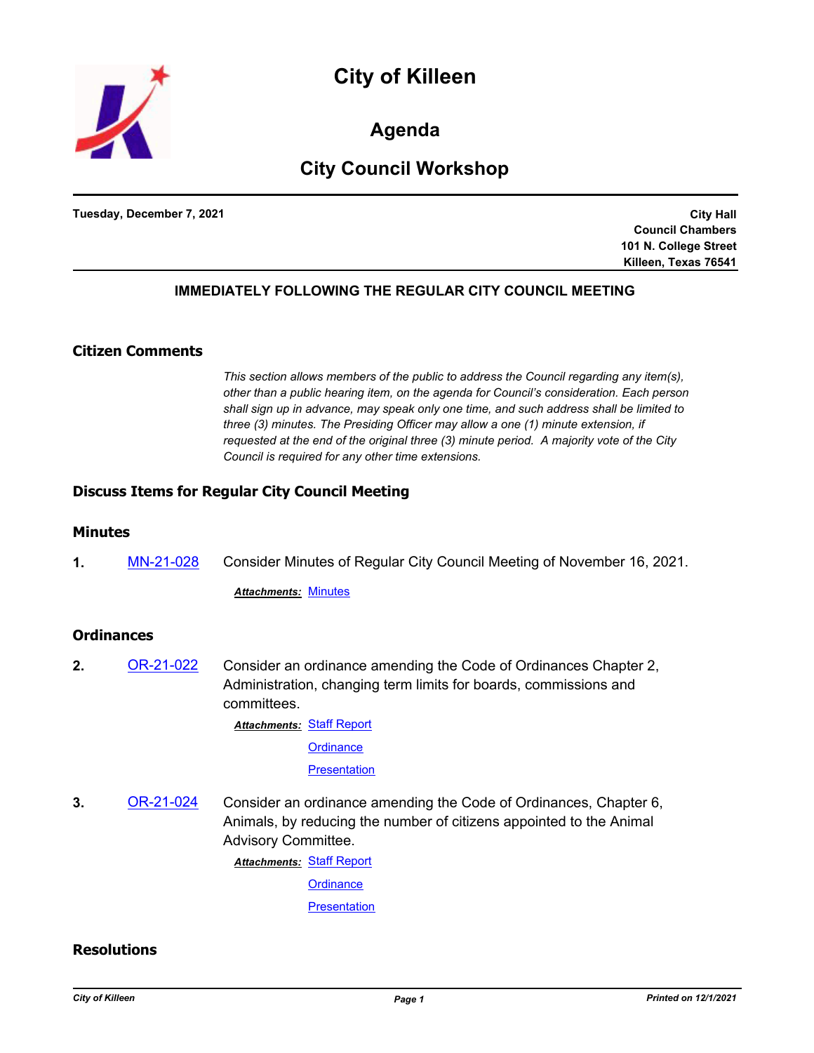# City of Killeen

## Agenda

## City Council Workshop

**Tuesday, December 7, 2021**

**City Hall**
**Council Chambers**
**101 N. College Street**
**Killeen, Texas 76541**

**IMMEDIATELY FOLLOWING THE REGULAR CITY COUNCIL MEETING**

### Citizen Comments

*This section allows members of the public to address the Council regarding any item(s), other than a public hearing item, on the agenda for Council's consideration. Each person shall sign up in advance, may speak only one time, and such address shall be limited to three (3) minutes. The Presiding Officer may allow a one (1) minute extension, if requested at the end of the original three (3) minute period. A majority vote of the City Council is required for any other time extensions.*

### Discuss Items for Regular City Council Meeting

### Minutes

**1.** MN-21-028 Consider Minutes of Regular City Council Meeting of November 16, 2021.

***Attachments:*** Minutes

### Ordinances

**2.** OR-21-022 Consider an ordinance amending the Code of Ordinances Chapter 2, Administration, changing term limits for boards, commissions and committees.

***Attachments:*** Staff Report
Ordinance
Presentation

**3.** OR-21-024 Consider an ordinance amending the Code of Ordinances, Chapter 6, Animals, by reducing the number of citizens appointed to the Animal Advisory Committee.

***Attachments:*** Staff Report
Ordinance
Presentation

### Resolutions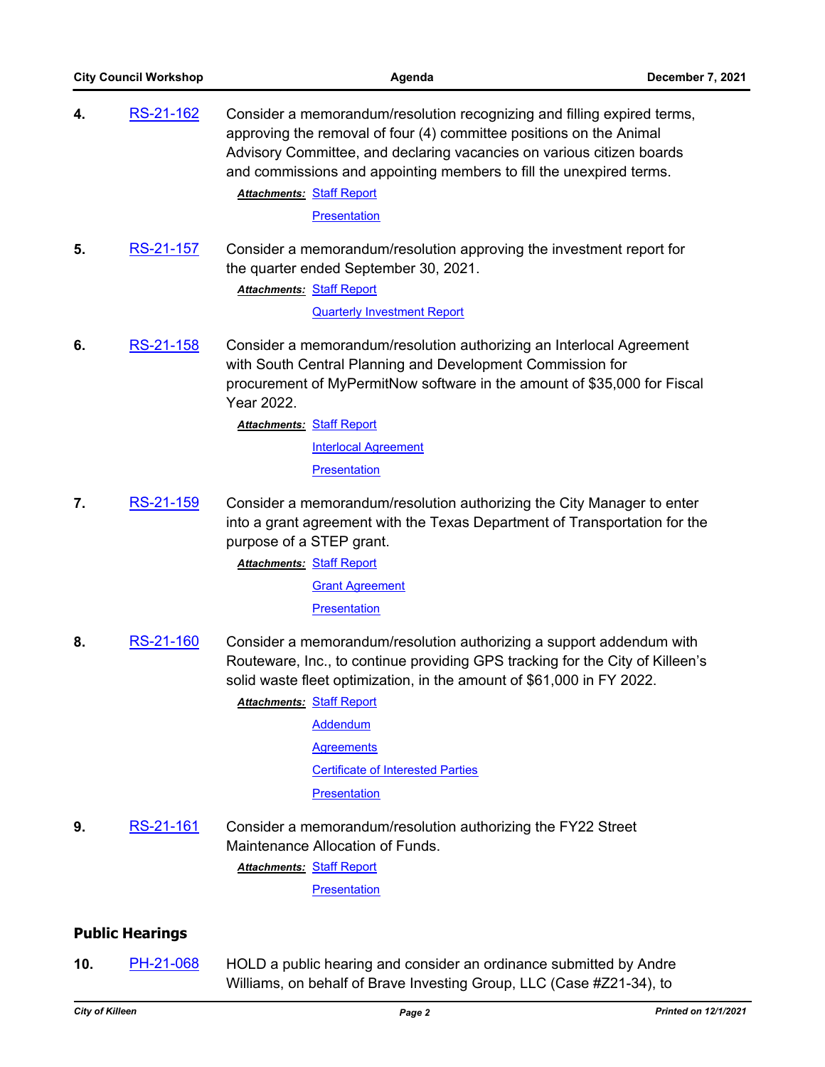**4.** RS-21-162 Consider a memorandum/resolution recognizing and filling expired terms, approving the removal of four (4) committee positions on the Animal Advisory Committee, and declaring vacancies on various citizen boards and commissions and appointing members to fill the unexpired terms.

***Attachments:*** Staff Report
Presentation

**5.** RS-21-157 Consider a memorandum/resolution approving the investment report for the quarter ended September 30, 2021.

***Attachments:*** Staff Report
Quarterly Investment Report

**6.** RS-21-158 Consider a memorandum/resolution authorizing an Interlocal Agreement with South Central Planning and Development Commission for procurement of MyPermitNow software in the amount of $35,000 for Fiscal Year 2022.

***Attachments:*** Staff Report
Interlocal Agreement
Presentation

**7.** RS-21-159 Consider a memorandum/resolution authorizing the City Manager to enter into a grant agreement with the Texas Department of Transportation for the purpose of a STEP grant.

***Attachments:*** Staff Report
Grant Agreement
Presentation

**8.** RS-21-160 Consider a memorandum/resolution authorizing a support addendum with Routeware, Inc., to continue providing GPS tracking for the City of Killeen's solid waste fleet optimization, in the amount of $61,000 in FY 2022.

***Attachments:*** Staff Report
Addendum
Agreements
Certificate of Interested Parties
Presentation

**9.** RS-21-161 Consider a memorandum/resolution authorizing the FY22 Street Maintenance Allocation of Funds.

***Attachments:*** Staff Report
Presentation

## Public Hearings

**10.** PH-21-068 HOLD a public hearing and consider an ordinance submitted by Andre Williams, on behalf of Brave Investing Group, LLC (Case #Z21-34), to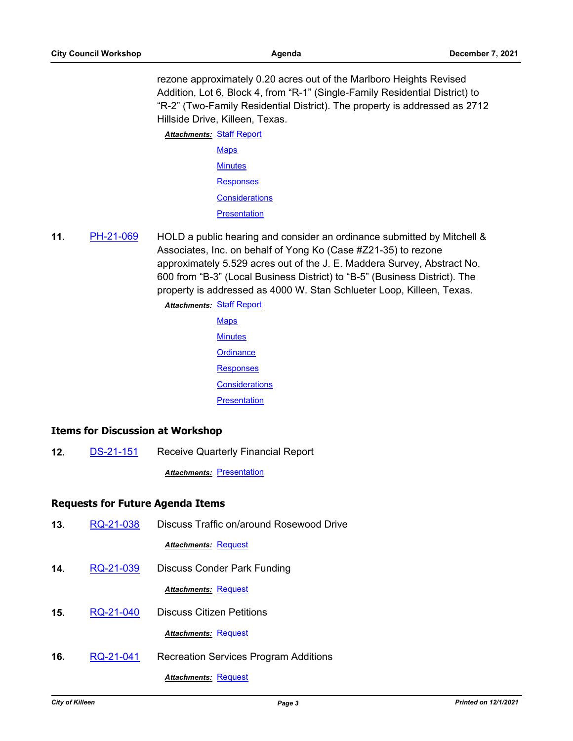rezone approximately 0.20 acres out of the Marlboro Heights Revised Addition, Lot 6, Block 4, from “R-1” (Single-Family Residential District) to “R-2” (Two-Family Residential District). The property is addressed as 2712 Hillside Drive, Killeen, Texas.

***Attachments:*** Staff Report
Maps
Minutes
Responses
Considerations
Presentation

**11.** PH-21-069 HOLD a public hearing and consider an ordinance submitted by Mitchell & Associates, Inc. on behalf of Yong Ko (Case #Z21-35) to rezone approximately 5.529 acres out of the J. E. Maddera Survey, Abstract No. 600 from “B-3” (Local Business District) to “B-5” (Business District). The property is addressed as 4000 W. Stan Schlueter Loop, Killeen, Texas.

***Attachments:*** Staff Report
Maps
Minutes
Ordinance
Responses
Considerations
Presentation

## Items for Discussion at Workshop

**12.** DS-21-151 Receive Quarterly Financial Report

***Attachments:*** Presentation

## Requests for Future Agenda Items

**13.** RQ-21-038 Discuss Traffic on/around Rosewood Drive

***Attachments:*** Request

**14.** RQ-21-039 Discuss Conder Park Funding

***Attachments:*** Request

**15.** RQ-21-040 Discuss Citizen Petitions

***Attachments:*** Request

**16.** RQ-21-041 Recreation Services Program Additions

***Attachments:*** Request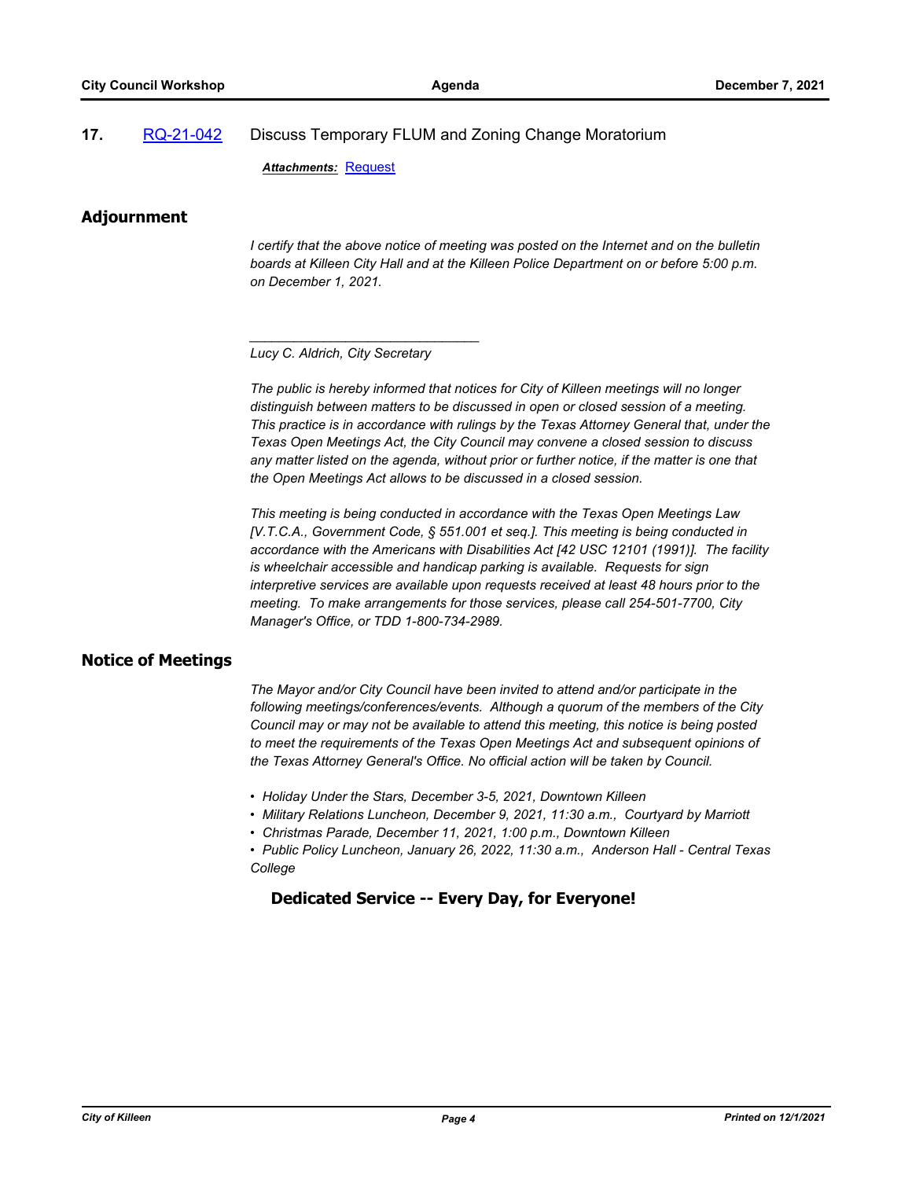**17.** RQ-21-042 Discuss Temporary FLUM and Zoning Change Moratorium

***Attachments:*** Request

## Adjournment

*I certify that the above notice of meeting was posted on the Internet and on the bulletin boards at Killeen City Hall and at the Killeen Police Department on or before 5:00 p.m. on December 1, 2021.*

______________________________

*Lucy C. Aldrich, City Secretary*

*The public is hereby informed that notices for City of Killeen meetings will no longer distinguish between matters to be discussed in open or closed session of a meeting. This practice is in accordance with rulings by the Texas Attorney General that, under the Texas Open Meetings Act, the City Council may convene a closed session to discuss any matter listed on the agenda, without prior or further notice, if the matter is one that the Open Meetings Act allows to be discussed in a closed session.*

*This meeting is being conducted in accordance with the Texas Open Meetings Law [V.T.C.A., Government Code, § 551.001 et seq.]. This meeting is being conducted in accordance with the Americans with Disabilities Act [42 USC 12101 (1991)]. The facility is wheelchair accessible and handicap parking is available. Requests for sign interpretive services are available upon requests received at least 48 hours prior to the meeting. To make arrangements for those services, please call 254-501-7700, City Manager's Office, or TDD 1-800-734-2989.*

## Notice of Meetings

*The Mayor and/or City Council have been invited to attend and/or participate in the following meetings/conferences/events. Although a quorum of the members of the City Council may or may not be available to attend this meeting, this notice is being posted to meet the requirements of the Texas Open Meetings Act and subsequent opinions of the Texas Attorney General's Office. No official action will be taken by Council.*

- *Holiday Under the Stars, December 3-5, 2021, Downtown Killeen*
- *Military Relations Luncheon, December 9, 2021, 11:30 a.m., Courtyard by Marriott*
- *Christmas Parade, December 11, 2021, 1:00 p.m., Downtown Killeen*
- *Public Policy Luncheon, January 26, 2022, 11:30 a.m., Anderson Hall - Central Texas College*

**Dedicated Service -- Every Day, for Everyone!**